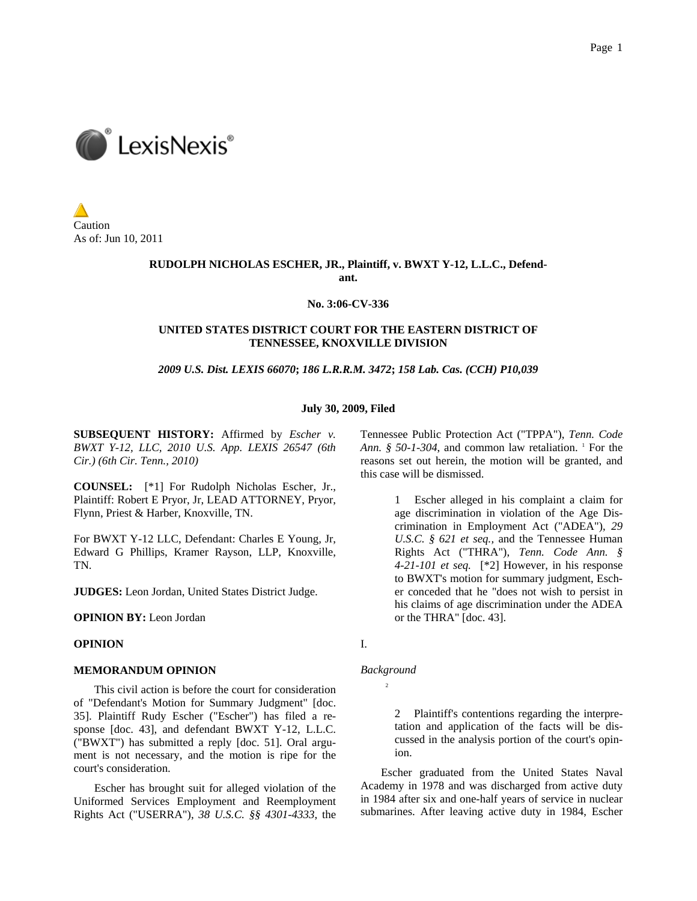Caution
As of: Jun 10, 2011

**RUDOLPH NICHOLAS ESCHER, JR., Plaintiff, v. BWXT Y-12, L.L.C., Defendant.**

**No. 3:06-CV-336**

**UNITED STATES DISTRICT COURT FOR THE EASTERN DISTRICT OF TENNESSEE, KNOXVILLE DIVISION**

***2009 U.S. Dist. LEXIS 66070*; *186 L.R.R.M. 3472*; *158 Lab. Cas. (CCH) P10,039***

**July 30, 2009, Filed**

**SUBSEQUENT HISTORY:** Affirmed by *Escher v. BWXT Y-12, LLC, 2010 U.S. App. LEXIS 26547 (6th Cir.) (6th Cir. Tenn., 2010)*

**COUNSEL:** [*1] For Rudolph Nicholas Escher, Jr., Plaintiff: Robert E Pryor, Jr, LEAD ATTORNEY, Pryor, Flynn, Priest & Harber, Knoxville, TN.

For BWXT Y-12 LLC, Defendant: Charles E Young, Jr, Edward G Phillips, Kramer Rayson, LLP, Knoxville, TN.

**JUDGES:** Leon Jordan, United States District Judge.

**OPINION BY:** Leon Jordan

**OPINION**

**MEMORANDUM OPINION**

This civil action is before the court for consideration of "Defendant's Motion for Summary Judgment" [doc. 35]. Plaintiff Rudy Escher ("Escher") has filed a response [doc. 43], and defendant BWXT Y-12, L.L.C. ("BWXT") has submitted a reply [doc. 51]. Oral argument is not necessary, and the motion is ripe for the court's consideration.

Escher has brought suit for alleged violation of the Uniformed Services Employment and Reemployment Rights Act ("USERRA"), *38 U.S.C. §§ 4301-4333*, the Tennessee Public Protection Act ("TPPA"), *Tenn. Code Ann. § 50-1-304*, and common law retaliation. [1] For the reasons set out herein, the motion will be granted, and this case will be dismissed.

> 1 Escher alleged in his complaint a claim for age discrimination in violation of the Age Discrimination in Employment Act ("ADEA"), *29 U.S.C. § 621 et seq.*, and the Tennessee Human Rights Act ("THRA"), *Tenn. Code Ann. § 4-21-101 et seq.* [*2] However, in his response to BWXT's motion for summary judgment, Escher conceded that he "does not wish to persist in his claims of age discrimination under the ADEA or the THRA" [doc. 43].

I.

*Background*

[2]

> 2 Plaintiff's contentions regarding the interpretation and application of the facts will be discussed in the analysis portion of the court's opinion.

Escher graduated from the United States Naval Academy in 1978 and was discharged from active duty in 1984 after six and one-half years of service in nuclear submarines. After leaving active duty in 1984, Escher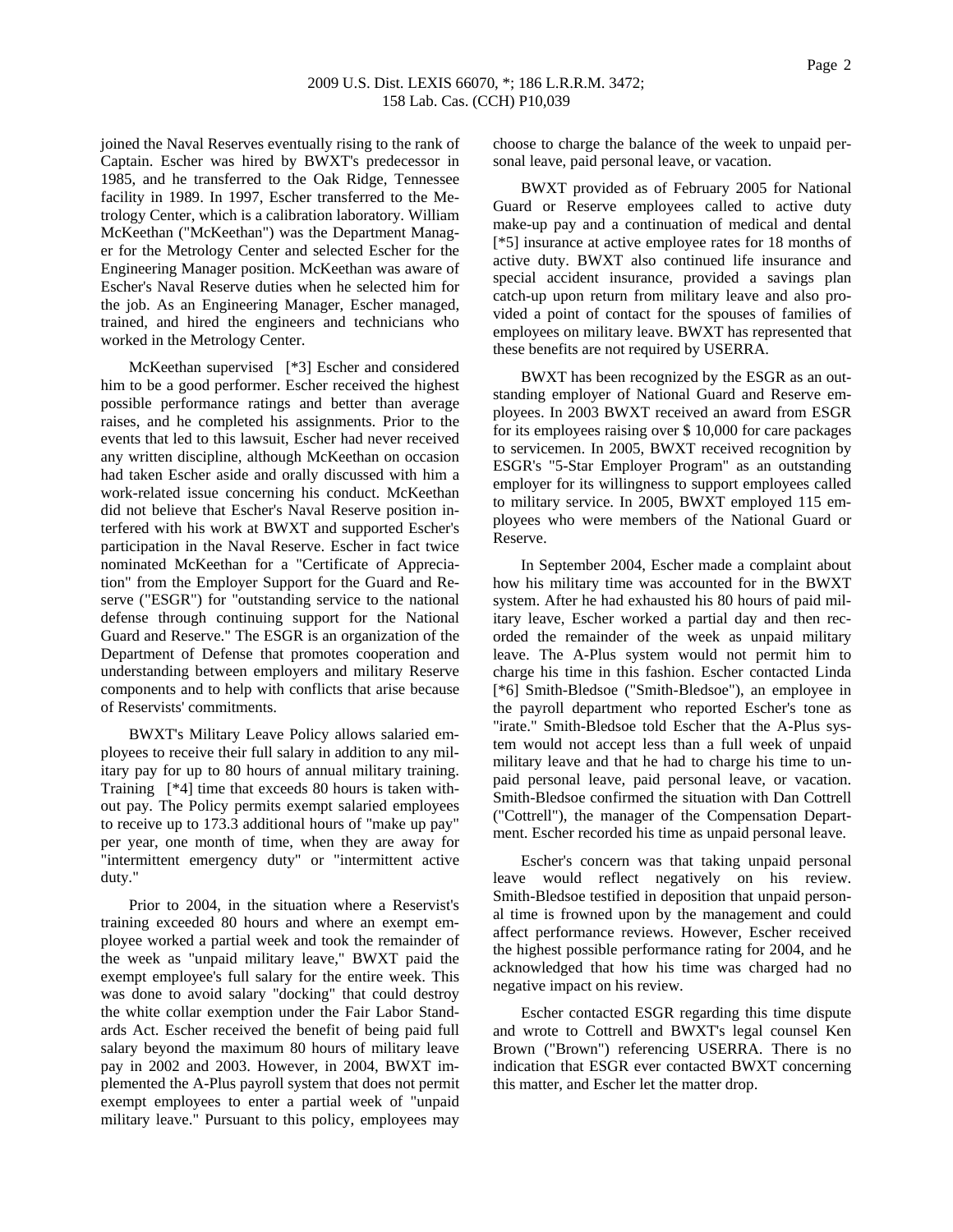joined the Naval Reserves eventually rising to the rank of Captain. Escher was hired by BWXT's predecessor in 1985, and he transferred to the Oak Ridge, Tennessee facility in 1989. In 1997, Escher transferred to the Metrology Center, which is a calibration laboratory. William McKeethan ("McKeethan") was the Department Manager for the Metrology Center and selected Escher for the Engineering Manager position. McKeethan was aware of Escher's Naval Reserve duties when he selected him for the job. As an Engineering Manager, Escher managed, trained, and hired the engineers and technicians who worked in the Metrology Center.

McKeethan supervised [*3] Escher and considered him to be a good performer. Escher received the highest possible performance ratings and better than average raises, and he completed his assignments. Prior to the events that led to this lawsuit, Escher had never received any written discipline, although McKeethan on occasion had taken Escher aside and orally discussed with him a work-related issue concerning his conduct. McKeethan did not believe that Escher's Naval Reserve position interfered with his work at BWXT and supported Escher's participation in the Naval Reserve. Escher in fact twice nominated McKeethan for a "Certificate of Appreciation" from the Employer Support for the Guard and Reserve ("ESGR") for "outstanding service to the national defense through continuing support for the National Guard and Reserve." The ESGR is an organization of the Department of Defense that promotes cooperation and understanding between employers and military Reserve components and to help with conflicts that arise because of Reservists' commitments.

BWXT's Military Leave Policy allows salaried employees to receive their full salary in addition to any military pay for up to 80 hours of annual military training. Training [*4] time that exceeds 80 hours is taken without pay. The Policy permits exempt salaried employees to receive up to 173.3 additional hours of "make up pay" per year, one month of time, when they are away for "intermittent emergency duty" or "intermittent active duty."

Prior to 2004, in the situation where a Reservist's training exceeded 80 hours and where an exempt employee worked a partial week and took the remainder of the week as "unpaid military leave," BWXT paid the exempt employee's full salary for the entire week. This was done to avoid salary "docking" that could destroy the white collar exemption under the Fair Labor Standards Act. Escher received the benefit of being paid full salary beyond the maximum 80 hours of military leave pay in 2002 and 2003. However, in 2004, BWXT implemented the A-Plus payroll system that does not permit exempt employees to enter a partial week of "unpaid military leave." Pursuant to this policy, employees may choose to charge the balance of the week to unpaid personal leave, paid personal leave, or vacation.

BWXT provided as of February 2005 for National Guard or Reserve employees called to active duty make-up pay and a continuation of medical and dental [*5] insurance at active employee rates for 18 months of active duty. BWXT also continued life insurance and special accident insurance, provided a savings plan catch-up upon return from military leave and also provided a point of contact for the spouses of families of employees on military leave. BWXT has represented that these benefits are not required by USERRA.

BWXT has been recognized by the ESGR as an outstanding employer of National Guard and Reserve employees. In 2003 BWXT received an award from ESGR for its employees raising over $ 10,000 for care packages to servicemen. In 2005, BWXT received recognition by ESGR's "5-Star Employer Program" as an outstanding employer for its willingness to support employees called to military service. In 2005, BWXT employed 115 employees who were members of the National Guard or Reserve.

In September 2004, Escher made a complaint about how his military time was accounted for in the BWXT system. After he had exhausted his 80 hours of paid military leave, Escher worked a partial day and then recorded the remainder of the week as unpaid military leave. The A-Plus system would not permit him to charge his time in this fashion. Escher contacted Linda [*6] Smith-Bledsoe ("Smith-Bledsoe"), an employee in the payroll department who reported Escher's tone as "irate." Smith-Bledsoe told Escher that the A-Plus system would not accept less than a full week of unpaid military leave and that he had to charge his time to unpaid personal leave, paid personal leave, or vacation. Smith-Bledsoe confirmed the situation with Dan Cottrell ("Cottrell"), the manager of the Compensation Department. Escher recorded his time as unpaid personal leave.

Escher's concern was that taking unpaid personal leave would reflect negatively on his review. Smith-Bledsoe testified in deposition that unpaid personal time is frowned upon by the management and could affect performance reviews. However, Escher received the highest possible performance rating for 2004, and he acknowledged that how his time was charged had no negative impact on his review.

Escher contacted ESGR regarding this time dispute and wrote to Cottrell and BWXT's legal counsel Ken Brown ("Brown") referencing USERRA. There is no indication that ESGR ever contacted BWXT concerning this matter, and Escher let the matter drop.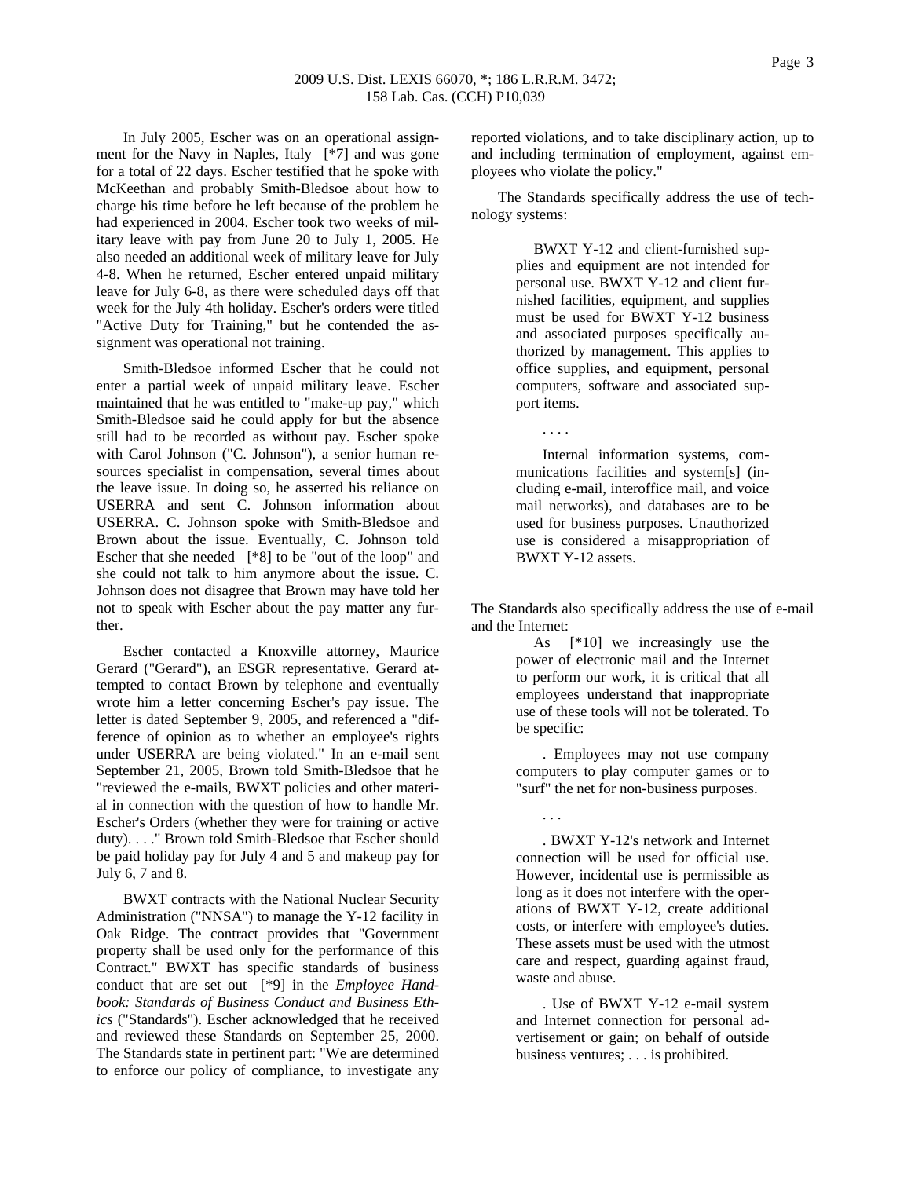In July 2005, Escher was on an operational assignment for the Navy in Naples, Italy [*7] and was gone for a total of 22 days. Escher testified that he spoke with McKeethan and probably Smith-Bledsoe about how to charge his time before he left because of the problem he had experienced in 2004. Escher took two weeks of military leave with pay from June 20 to July 1, 2005. He also needed an additional week of military leave for July 4-8. When he returned, Escher entered unpaid military leave for July 6-8, as there were scheduled days off that week for the July 4th holiday. Escher's orders were titled "Active Duty for Training," but he contended the assignment was operational not training.

Smith-Bledsoe informed Escher that he could not enter a partial week of unpaid military leave. Escher maintained that he was entitled to "make-up pay," which Smith-Bledsoe said he could apply for but the absence still had to be recorded as without pay. Escher spoke with Carol Johnson ("C. Johnson"), a senior human resources specialist in compensation, several times about the leave issue. In doing so, he asserted his reliance on USERRA and sent C. Johnson information about USERRA. C. Johnson spoke with Smith-Bledsoe and Brown about the issue. Eventually, C. Johnson told Escher that she needed [*8] to be "out of the loop" and she could not talk to him anymore about the issue. C. Johnson does not disagree that Brown may have told her not to speak with Escher about the pay matter any further.

Escher contacted a Knoxville attorney, Maurice Gerard ("Gerard"), an ESGR representative. Gerard attempted to contact Brown by telephone and eventually wrote him a letter concerning Escher's pay issue. The letter is dated September 9, 2005, and referenced a "difference of opinion as to whether an employee's rights under USERRA are being violated." In an e-mail sent September 21, 2005, Brown told Smith-Bledsoe that he "reviewed the e-mails, BWXT policies and other material in connection with the question of how to handle Mr. Escher's Orders (whether they were for training or active duty). . . ." Brown told Smith-Bledsoe that Escher should be paid holiday pay for July 4 and 5 and makeup pay for July 6, 7 and 8.

BWXT contracts with the National Nuclear Security Administration ("NNSA") to manage the Y-12 facility in Oak Ridge. The contract provides that "Government property shall be used only for the performance of this Contract." BWXT has specific standards of business conduct that are set out [*9] in the *Employee Handbook: Standards of Business Conduct and Business Ethics* ("Standards"). Escher acknowledged that he received and reviewed these Standards on September 25, 2000. The Standards state in pertinent part: "We are determined to enforce our policy of compliance, to investigate any reported violations, and to take disciplinary action, up to and including termination of employment, against employees who violate the policy."

The Standards specifically address the use of technology systems:

> BWXT Y-12 and client-furnished supplies and equipment are not intended for personal use. BWXT Y-12 and client furnished facilities, equipment, and supplies must be used for BWXT Y-12 business and associated purposes specifically authorized by management. This applies to office supplies, and equipment, personal computers, software and associated support items.
>
> . . . .
>
> Internal information systems, communications facilities and system[s] (including e-mail, interoffice mail, and voice mail networks), and databases are to be used for business purposes. Unauthorized use is considered a misappropriation of BWXT Y-12 assets.

The Standards also specifically address the use of e-mail and the Internet:

> As [*10] we increasingly use the power of electronic mail and the Internet to perform our work, it is critical that all employees understand that inappropriate use of these tools will not be tolerated. To be specific:
>
> . Employees may not use company computers to play computer games or to "surf" the net for non-business purposes.
>
> . . .
>
> . BWXT Y-12's network and Internet connection will be used for official use. However, incidental use is permissible as long as it does not interfere with the operations of BWXT Y-12, create additional costs, or interfere with employee's duties. These assets must be used with the utmost care and respect, guarding against fraud, waste and abuse.
>
> . Use of BWXT Y-12 e-mail system and Internet connection for personal advertisement or gain; on behalf of outside business ventures; . . . is prohibited.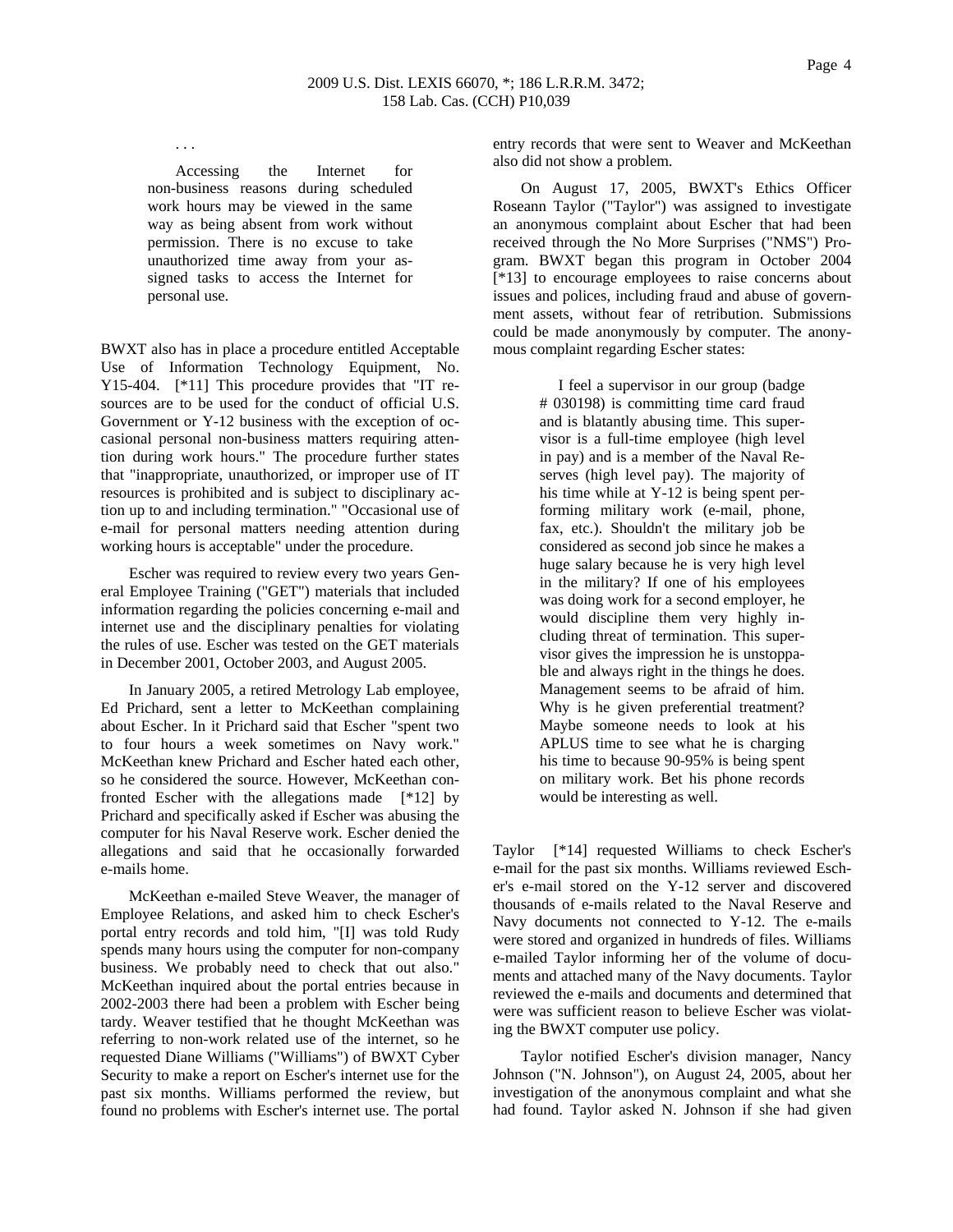> . . .
>
> Accessing the Internet for non-business reasons during scheduled work hours may be viewed in the same way as being absent from work without permission. There is no excuse to take unauthorized time away from your assigned tasks to access the Internet for personal use.

BWXT also has in place a procedure entitled Acceptable Use of Information Technology Equipment, No. Y15-404. [*11] This procedure provides that "IT resources are to be used for the conduct of official U.S. Government or Y-12 business with the exception of occasional personal non-business matters requiring attention during work hours." The procedure further states that "inappropriate, unauthorized, or improper use of IT resources is prohibited and is subject to disciplinary action up to and including termination." "Occasional use of e-mail for personal matters needing attention during working hours is acceptable" under the procedure.

Escher was required to review every two years General Employee Training ("GET") materials that included information regarding the policies concerning e-mail and internet use and the disciplinary penalties for violating the rules of use. Escher was tested on the GET materials in December 2001, October 2003, and August 2005.

In January 2005, a retired Metrology Lab employee, Ed Prichard, sent a letter to McKeethan complaining about Escher. In it Prichard said that Escher "spent two to four hours a week sometimes on Navy work." McKeethan knew Prichard and Escher hated each other, so he considered the source. However, McKeethan confronted Escher with the allegations made [*12] by Prichard and specifically asked if Escher was abusing the computer for his Naval Reserve work. Escher denied the allegations and said that he occasionally forwarded e-mails home.

McKeethan e-mailed Steve Weaver, the manager of Employee Relations, and asked him to check Escher's portal entry records and told him, "[I] was told Rudy spends many hours using the computer for non-company business. We probably need to check that out also." McKeethan inquired about the portal entries because in 2002-2003 there had been a problem with Escher being tardy. Weaver testified that he thought McKeethan was referring to non-work related use of the internet, so he requested Diane Williams ("Williams") of BWXT Cyber Security to make a report on Escher's internet use for the past six months. Williams performed the review, but found no problems with Escher's internet use. The portal entry records that were sent to Weaver and McKeethan also did not show a problem.

On August 17, 2005, BWXT's Ethics Officer Roseann Taylor ("Taylor") was assigned to investigate an anonymous complaint about Escher that had been received through the No More Surprises ("NMS") Program. BWXT began this program in October 2004 [*13] to encourage employees to raise concerns about issues and polices, including fraud and abuse of government assets, without fear of retribution. Submissions could be made anonymously by computer. The anonymous complaint regarding Escher states:

> I feel a supervisor in our group (badge # 030198) is committing time card fraud and is blatantly abusing time. This supervisor is a full-time employee (high level in pay) and is a member of the Naval Reserves (high level pay). The majority of his time while at Y-12 is being spent performing military work (e-mail, phone, fax, etc.). Shouldn't the military job be considered as second job since he makes a huge salary because he is very high level in the military? If one of his employees was doing work for a second employer, he would discipline them very highly including threat of termination. This supervisor gives the impression he is unstoppable and always right in the things he does. Management seems to be afraid of him. Why is he given preferential treatment? Maybe someone needs to look at his APLUS time to see what he is charging his time to because 90-95% is being spent on military work. Bet his phone records would be interesting as well.

Taylor [*14] requested Williams to check Escher's e-mail for the past six months. Williams reviewed Escher's e-mail stored on the Y-12 server and discovered thousands of e-mails related to the Naval Reserve and Navy documents not connected to Y-12. The e-mails were stored and organized in hundreds of files. Williams e-mailed Taylor informing her of the volume of documents and attached many of the Navy documents. Taylor reviewed the e-mails and documents and determined that were was sufficient reason to believe Escher was violating the BWXT computer use policy.

Taylor notified Escher's division manager, Nancy Johnson ("N. Johnson"), on August 24, 2005, about her investigation of the anonymous complaint and what she had found. Taylor asked N. Johnson if she had given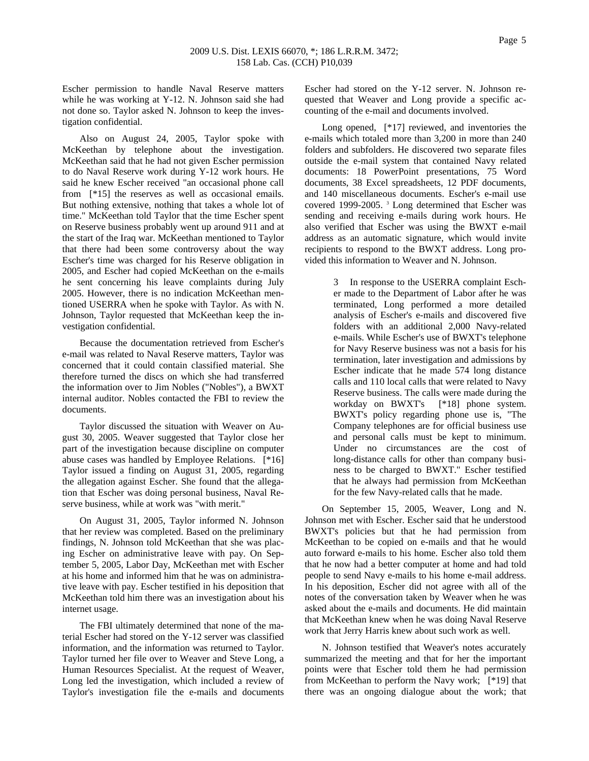Escher permission to handle Naval Reserve matters while he was working at Y-12. N. Johnson said she had not done so. Taylor asked N. Johnson to keep the investigation confidential.

Also on August 24, 2005, Taylor spoke with McKeethan by telephone about the investigation. McKeethan said that he had not given Escher permission to do Naval Reserve work during Y-12 work hours. He said he knew Escher received "an occasional phone call from [*15] the reserves as well as occasional emails. But nothing extensive, nothing that takes a whole lot of time." McKeethan told Taylor that the time Escher spent on Reserve business probably went up around 911 and at the start of the Iraq war. McKeethan mentioned to Taylor that there had been some controversy about the way Escher's time was charged for his Reserve obligation in 2005, and Escher had copied McKeethan on the e-mails he sent concerning his leave complaints during July 2005. However, there is no indication McKeethan mentioned USERRA when he spoke with Taylor. As with N. Johnson, Taylor requested that McKeethan keep the investigation confidential.

Because the documentation retrieved from Escher's e-mail was related to Naval Reserve matters, Taylor was concerned that it could contain classified material. She therefore turned the discs on which she had transferred the information over to Jim Nobles ("Nobles"), a BWXT internal auditor. Nobles contacted the FBI to review the documents.

Taylor discussed the situation with Weaver on August 30, 2005. Weaver suggested that Taylor close her part of the investigation because discipline on computer abuse cases was handled by Employee Relations. [*16] Taylor issued a finding on August 31, 2005, regarding the allegation against Escher. She found that the allegation that Escher was doing personal business, Naval Reserve business, while at work was "with merit."

On August 31, 2005, Taylor informed N. Johnson that her review was completed. Based on the preliminary findings, N. Johnson told McKeethan that she was placing Escher on administrative leave with pay. On September 5, 2005, Labor Day, McKeethan met with Escher at his home and informed him that he was on administrative leave with pay. Escher testified in his deposition that McKeethan told him there was an investigation about his internet usage.

The FBI ultimately determined that none of the material Escher had stored on the Y-12 server was classified information, and the information was returned to Taylor. Taylor turned her file over to Weaver and Steve Long, a Human Resources Specialist. At the request of Weaver, Long led the investigation, which included a review of Taylor's investigation file the e-mails and documents Escher had stored on the Y-12 server. N. Johnson requested that Weaver and Long provide a specific accounting of the e-mail and documents involved.

Long opened, [*17] reviewed, and inventories the e-mails which totaled more than 3,200 in more than 240 folders and subfolders. He discovered two separate files outside the e-mail system that contained Navy related documents: 18 PowerPoint presentations, 75 Word documents, 38 Excel spreadsheets, 12 PDF documents, and 140 miscellaneous documents. Escher's e-mail use covered 1999-2005. [3] Long determined that Escher was sending and receiving e-mails during work hours. He also verified that Escher was using the BWXT e-mail address as an automatic signature, which would invite recipients to respond to the BWXT address. Long provided this information to Weaver and N. Johnson.

> 3 In response to the USERRA complaint Escher made to the Department of Labor after he was terminated, Long performed a more detailed analysis of Escher's e-mails and discovered five folders with an additional 2,000 Navy-related e-mails. While Escher's use of BWXT's telephone for Navy Reserve business was not a basis for his termination, later investigation and admissions by Escher indicate that he made 574 long distance calls and 110 local calls that were related to Navy Reserve business. The calls were made during the workday on BWXT's [*18] phone system. BWXT's policy regarding phone use is, "The Company telephones are for official business use and personal calls must be kept to minimum. Under no circumstances are the cost of long-distance calls for other than company business to be charged to BWXT." Escher testified that he always had permission from McKeethan for the few Navy-related calls that he made.

On September 15, 2005, Weaver, Long and N. Johnson met with Escher. Escher said that he understood BWXT's policies but that he had permission from McKeethan to be copied on e-mails and that he would auto forward e-mails to his home. Escher also told them that he now had a better computer at home and had told people to send Navy e-mails to his home e-mail address. In his deposition, Escher did not agree with all of the notes of the conversation taken by Weaver when he was asked about the e-mails and documents. He did maintain that McKeethan knew when he was doing Naval Reserve work that Jerry Harris knew about such work as well.

N. Johnson testified that Weaver's notes accurately summarized the meeting and that for her the important points were that Escher told them he had permission from McKeethan to perform the Navy work; [*19] that there was an ongoing dialogue about the work; that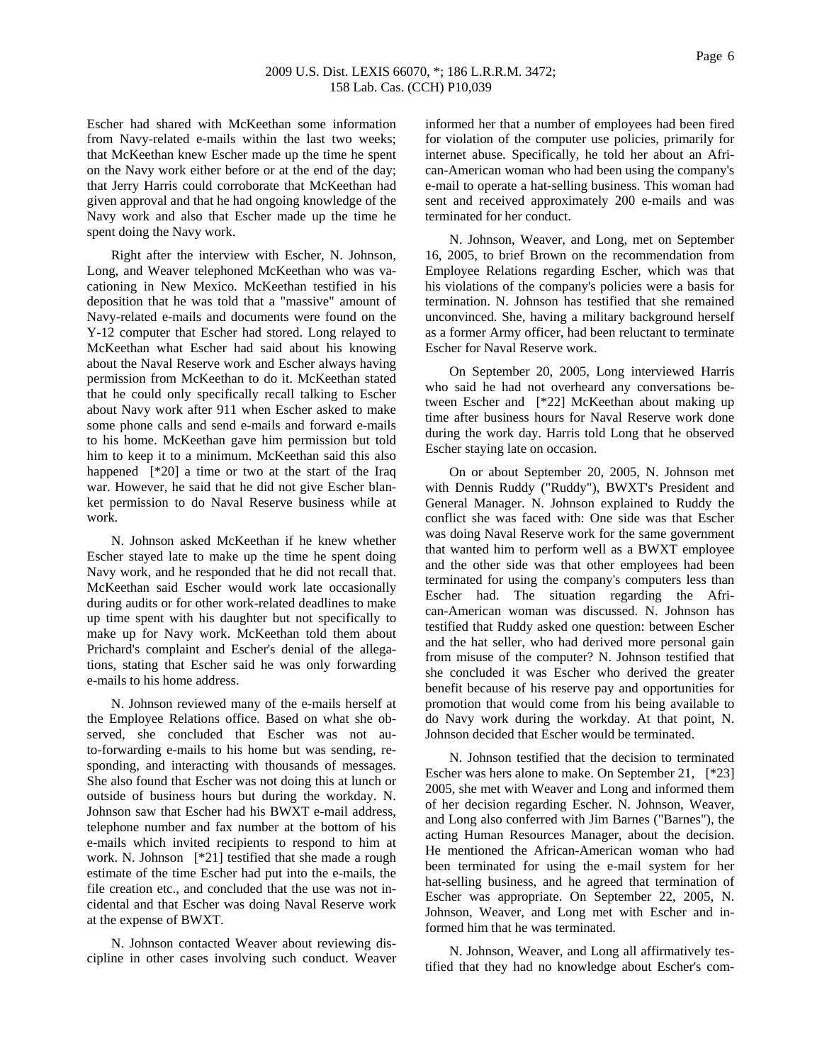Escher had shared with McKeethan some information from Navy-related e-mails within the last two weeks; that McKeethan knew Escher made up the time he spent on the Navy work either before or at the end of the day; that Jerry Harris could corroborate that McKeethan had given approval and that he had ongoing knowledge of the Navy work and also that Escher made up the time he spent doing the Navy work.

Right after the interview with Escher, N. Johnson, Long, and Weaver telephoned McKeethan who was vacationing in New Mexico. McKeethan testified in his deposition that he was told that a "massive" amount of Navy-related e-mails and documents were found on the Y-12 computer that Escher had stored. Long relayed to McKeethan what Escher had said about his knowing about the Naval Reserve work and Escher always having permission from McKeethan to do it. McKeethan stated that he could only specifically recall talking to Escher about Navy work after 911 when Escher asked to make some phone calls and send e-mails and forward e-mails to his home. McKeethan gave him permission but told him to keep it to a minimum. McKeethan said this also happened [*20] a time or two at the start of the Iraq war. However, he said that he did not give Escher blanket permission to do Naval Reserve business while at work.

N. Johnson asked McKeethan if he knew whether Escher stayed late to make up the time he spent doing Navy work, and he responded that he did not recall that. McKeethan said Escher would work late occasionally during audits or for other work-related deadlines to make up time spent with his daughter but not specifically to make up for Navy work. McKeethan told them about Prichard's complaint and Escher's denial of the allegations, stating that Escher said he was only forwarding e-mails to his home address.

N. Johnson reviewed many of the e-mails herself at the Employee Relations office. Based on what she observed, she concluded that Escher was not auto-forwarding e-mails to his home but was sending, responding, and interacting with thousands of messages. She also found that Escher was not doing this at lunch or outside of business hours but during the workday. N. Johnson saw that Escher had his BWXT e-mail address, telephone number and fax number at the bottom of his e-mails which invited recipients to respond to him at work. N. Johnson [*21] testified that she made a rough estimate of the time Escher had put into the e-mails, the file creation etc., and concluded that the use was not incidental and that Escher was doing Naval Reserve work at the expense of BWXT.

N. Johnson contacted Weaver about reviewing discipline in other cases involving such conduct. Weaver informed her that a number of employees had been fired for violation of the computer use policies, primarily for internet abuse. Specifically, he told her about an African-American woman who had been using the company's e-mail to operate a hat-selling business. This woman had sent and received approximately 200 e-mails and was terminated for her conduct.

N. Johnson, Weaver, and Long, met on September 16, 2005, to brief Brown on the recommendation from Employee Relations regarding Escher, which was that his violations of the company's policies were a basis for termination. N. Johnson has testified that she remained unconvinced. She, having a military background herself as a former Army officer, had been reluctant to terminate Escher for Naval Reserve work.

On September 20, 2005, Long interviewed Harris who said he had not overheard any conversations between Escher and [*22] McKeethan about making up time after business hours for Naval Reserve work done during the work day. Harris told Long that he observed Escher staying late on occasion.

On or about September 20, 2005, N. Johnson met with Dennis Ruddy ("Ruddy"), BWXT's President and General Manager. N. Johnson explained to Ruddy the conflict she was faced with: One side was that Escher was doing Naval Reserve work for the same government that wanted him to perform well as a BWXT employee and the other side was that other employees had been terminated for using the company's computers less than Escher had. The situation regarding the African-American woman was discussed. N. Johnson has testified that Ruddy asked one question: between Escher and the hat seller, who had derived more personal gain from misuse of the computer? N. Johnson testified that she concluded it was Escher who derived the greater benefit because of his reserve pay and opportunities for promotion that would come from his being available to do Navy work during the workday. At that point, N. Johnson decided that Escher would be terminated.

N. Johnson testified that the decision to terminated Escher was hers alone to make. On September 21, [*23] 2005, she met with Weaver and Long and informed them of her decision regarding Escher. N. Johnson, Weaver, and Long also conferred with Jim Barnes ("Barnes"), the acting Human Resources Manager, about the decision. He mentioned the African-American woman who had been terminated for using the e-mail system for her hat-selling business, and he agreed that termination of Escher was appropriate. On September 22, 2005, N. Johnson, Weaver, and Long met with Escher and informed him that he was terminated.

N. Johnson, Weaver, and Long all affirmatively testified that they had no knowledge about Escher's com-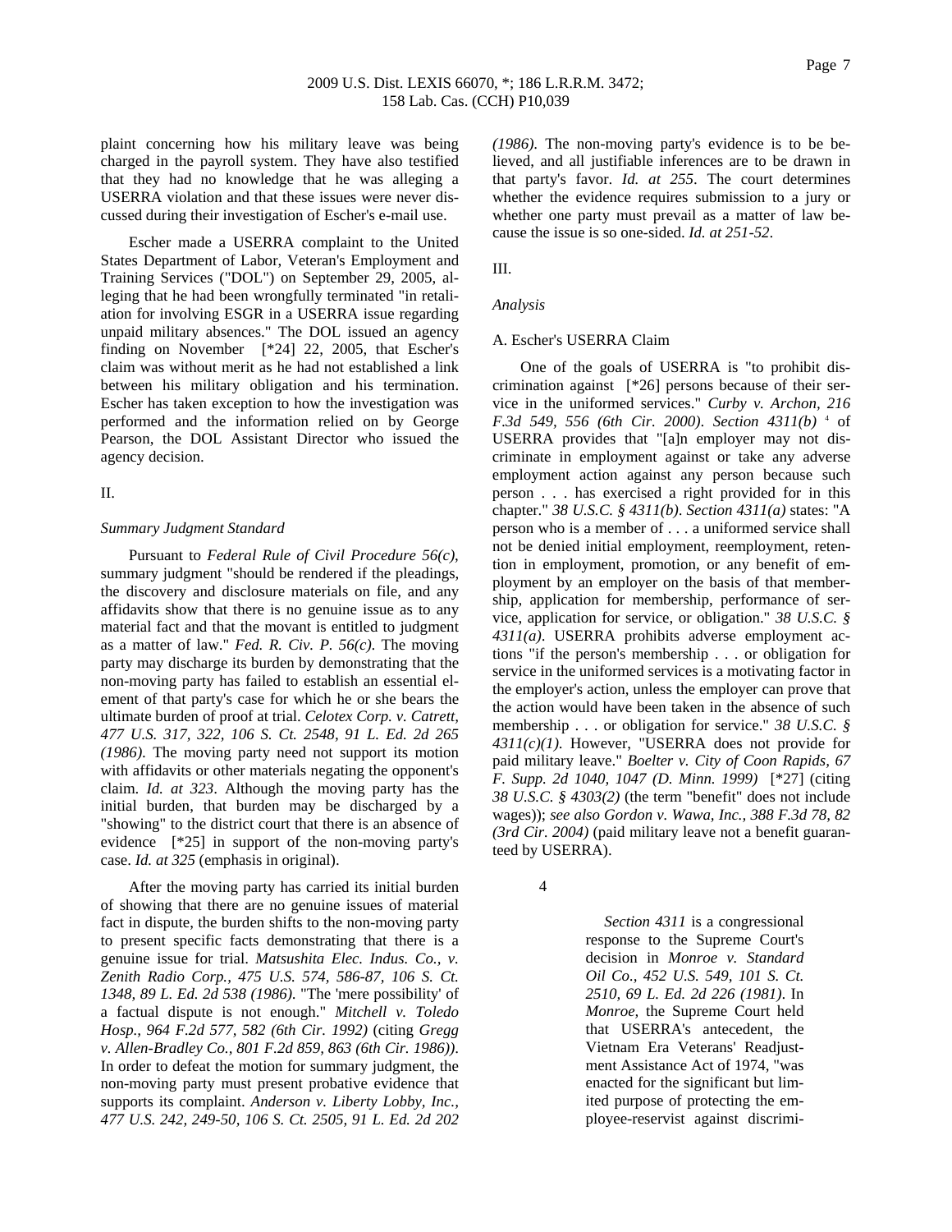plaint concerning how his military leave was being charged in the payroll system. They have also testified that they had no knowledge that he was alleging a USERRA violation and that these issues were never discussed during their investigation of Escher's e-mail use.

Escher made a USERRA complaint to the United States Department of Labor, Veteran's Employment and Training Services ("DOL") on September 29, 2005, alleging that he had been wrongfully terminated "in retaliation for involving ESGR in a USERRA issue regarding unpaid military absences." The DOL issued an agency finding on November [*24] 22, 2005, that Escher's claim was without merit as he had not established a link between his military obligation and his termination. Escher has taken exception to how the investigation was performed and the information relied on by George Pearson, the DOL Assistant Director who issued the agency decision.

II.

*Summary Judgment Standard*

Pursuant to *Federal Rule of Civil Procedure 56(c)*, summary judgment "should be rendered if the pleadings, the discovery and disclosure materials on file, and any affidavits show that there is no genuine issue as to any material fact and that the movant is entitled to judgment as a matter of law." *Fed. R. Civ. P. 56(c)*. The moving party may discharge its burden by demonstrating that the non-moving party has failed to establish an essential element of that party's case for which he or she bears the ultimate burden of proof at trial. *Celotex Corp. v. Catrett, 477 U.S. 317, 322, 106 S. Ct. 2548, 91 L. Ed. 2d 265 (1986)*. The moving party need not support its motion with affidavits or other materials negating the opponent's claim. *Id. at 323*. Although the moving party has the initial burden, that burden may be discharged by a "showing" to the district court that there is an absence of evidence [*25] in support of the non-moving party's case. *Id. at 325* (emphasis in original).

After the moving party has carried its initial burden of showing that there are no genuine issues of material fact in dispute, the burden shifts to the non-moving party to present specific facts demonstrating that there is a genuine issue for trial. *Matsushita Elec. Indus. Co., v. Zenith Radio Corp., 475 U.S. 574, 586-87, 106 S. Ct. 1348, 89 L. Ed. 2d 538 (1986)*. "The 'mere possibility' of a factual dispute is not enough." *Mitchell v. Toledo Hosp., 964 F.2d 577, 582 (6th Cir. 1992)* (citing *Gregg v. Allen-Bradley Co., 801 F.2d 859, 863 (6th Cir. 1986))*. In order to defeat the motion for summary judgment, the non-moving party must present probative evidence that supports its complaint. *Anderson v. Liberty Lobby, Inc., 477 U.S. 242, 249-50, 106 S. Ct. 2505, 91 L. Ed. 2d 202 (1986)*. The non-moving party's evidence is to be believed, and all justifiable inferences are to be drawn in that party's favor. *Id. at 255*. The court determines whether the evidence requires submission to a jury or whether one party must prevail as a matter of law because the issue is so one-sided. *Id. at 251-52*.

III.

*Analysis*

A. Escher's USERRA Claim

One of the goals of USERRA is "to prohibit discrimination against [*26] persons because of their service in the uniformed services." *Curby v. Archon, 216 F.3d 549, 556 (6th Cir. 2000)*. *Section 4311(b)* [4] of USERRA provides that "[a]n employer may not discriminate in employment against or take any adverse employment action against any person because such person . . . has exercised a right provided for in this chapter." *38 U.S.C. § 4311(b)*. *Section 4311(a)* states: "A person who is a member of . . . a uniformed service shall not be denied initial employment, reemployment, retention in employment, promotion, or any benefit of employment by an employer on the basis of that membership, application for membership, performance of service, application for service, or obligation." *38 U.S.C. § 4311(a)*. USERRA prohibits adverse employment actions "if the person's membership . . . or obligation for service in the uniformed services is a motivating factor in the employer's action, unless the employer can prove that the action would have been taken in the absence of such membership . . . or obligation for service." *38 U.S.C. § 4311(c)(1)*. However, "USERRA does not provide for paid military leave." *Boelter v. City of Coon Rapids, 67 F. Supp. 2d 1040, 1047 (D. Minn. 1999)* [*27] (citing *38 U.S.C. § 4303(2)* (the term "benefit" does not include wages)); *see also Gordon v. Wawa, Inc., 388 F.3d 78, 82 (3rd Cir. 2004)* (paid military leave not a benefit guaranteed by USERRA).

4

*Section 4311* is a congressional response to the Supreme Court's decision in *Monroe v. Standard Oil Co., 452 U.S. 549, 101 S. Ct. 2510, 69 L. Ed. 2d 226 (1981)*. In *Monroe,* the Supreme Court held that USERRA's antecedent, the Vietnam Era Veterans' Readjustment Assistance Act of 1974, "was enacted for the significant but limited purpose of protecting the employee-reservist against discrimi-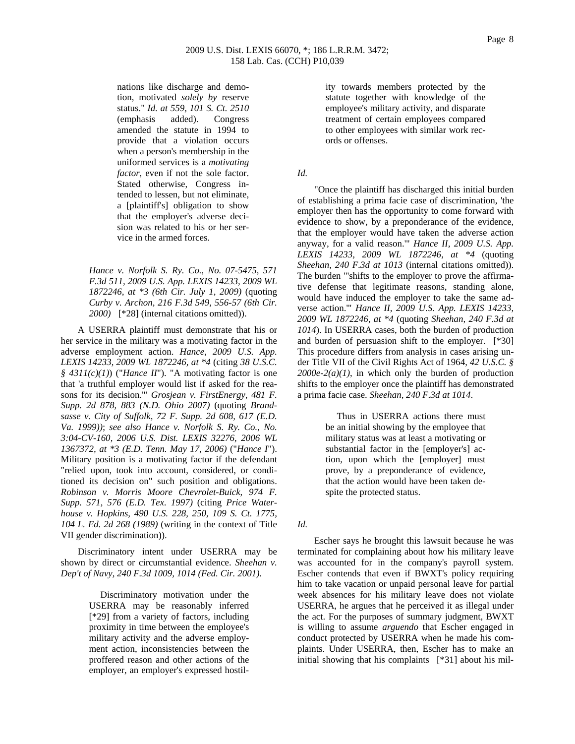> nations like discharge and demotion, motivated *solely by* reserve status." *Id. at 559, 101 S. Ct. 2510* (emphasis added). Congress amended the statute in 1994 to provide that a violation occurs when a person's membership in the uniformed services is a *motivating factor*, even if not the sole factor. Stated otherwise, Congress intended to lessen, but not eliminate, a [plaintiff's] obligation to show that the employer's adverse decision was related to his or her service in the armed forces.

*Hance v. Norfolk S. Ry. Co., No. 07-5475, 571 F.3d 511, 2009 U.S. App. LEXIS 14233, 2009 WL 1872246, at *3 (6th Cir. July 1, 2009)* (quoting *Curby v. Archon, 216 F.3d 549, 556-57 (6th Cir. 2000)* [*28] (internal citations omitted)).

A USERRA plaintiff must demonstrate that his or her service in the military was a motivating factor in the adverse employment action. *Hance, 2009 U.S. App. LEXIS 14233, 2009 WL 1872246, at *4* (citing *38 U.S.C. § 4311(c)(1)*) ("*Hance II*"). "A motivating factor is one that 'a truthful employer would list if asked for the reasons for its decision.'" *Grosjean v. FirstEnergy, 481 F. Supp. 2d 878, 883 (N.D. Ohio 2007)* (quoting *Brandsasse v. City of Suffolk, 72 F. Supp. 2d 608, 617 (E.D. Va. 1999))*; *see also Hance v. Norfolk S. Ry. Co., No. 3:04-CV-160, 2006 U.S. Dist. LEXIS 32276, 2006 WL 1367372, at *3 (E.D. Tenn. May 17, 2006)* ("*Hance I*"). Military position is a motivating factor if the defendant "relied upon, took into account, considered, or conditioned its decision on" such position and obligations. *Robinson v. Morris Moore Chevrolet-Buick, 974 F. Supp. 571, 576 (E.D. Tex. 1997)* (citing *Price Waterhouse v. Hopkins, 490 U.S. 228, 250, 109 S. Ct. 1775, 104 L. Ed. 2d 268 (1989)* (writing in the context of Title VII gender discrimination)).

Discriminatory intent under USERRA may be shown by direct or circumstantial evidence. *Sheehan v. Dep't of Navy, 240 F.3d 1009, 1014 (Fed. Cir. 2001)*.

> Discriminatory motivation under the USERRA may be reasonably inferred [*29] from a variety of factors, including proximity in time between the employee's military activity and the adverse employment action, inconsistencies between the proffered reason and other actions of the employer, an employer's expressed hostility towards members protected by the statute together with knowledge of the employee's military activity, and disparate treatment of certain employees compared to other employees with similar work records or offenses.

*Id.*

"Once the plaintiff has discharged this initial burden of establishing a prima facie case of discrimination, 'the employer then has the opportunity to come forward with evidence to show, by a preponderance of the evidence, that the employer would have taken the adverse action anyway, for a valid reason.'" *Hance II, 2009 U.S. App. LEXIS 14233, 2009 WL 1872246, at *4* (quoting *Sheehan, 240 F.3d at 1013* (internal citations omitted)). The burden "'shifts to the employer to prove the affirmative defense that legitimate reasons, standing alone, would have induced the employer to take the same adverse action.'" *Hance II, 2009 U.S. App. LEXIS 14233, 2009 WL 1872246, at *4* (quoting *Sheehan, 240 F.3d at 1014*). In USERRA cases, both the burden of production and burden of persuasion shift to the employer. [*30] This procedure differs from analysis in cases arising under Title VII of the Civil Rights Act of 1964, *42 U.S.C. § 2000e-2(a)(1)*, in which only the burden of production shifts to the employer once the plaintiff has demonstrated a prima facie case. *Sheehan, 240 F.3d at 1014*.

> Thus in USERRA actions there must be an initial showing by the employee that military status was at least a motivating or substantial factor in the [employer's] action, upon which the [employer] must prove, by a preponderance of evidence, that the action would have been taken despite the protected status.

*Id.*

Escher says he brought this lawsuit because he was terminated for complaining about how his military leave was accounted for in the company's payroll system. Escher contends that even if BWXT's policy requiring him to take vacation or unpaid personal leave for partial week absences for his military leave does not violate USERRA, he argues that he perceived it as illegal under the act. For the purposes of summary judgment, BWXT is willing to assume *arguendo* that Escher engaged in conduct protected by USERRA when he made his complaints. Under USERRA, then, Escher has to make an initial showing that his complaints [*31] about his mil-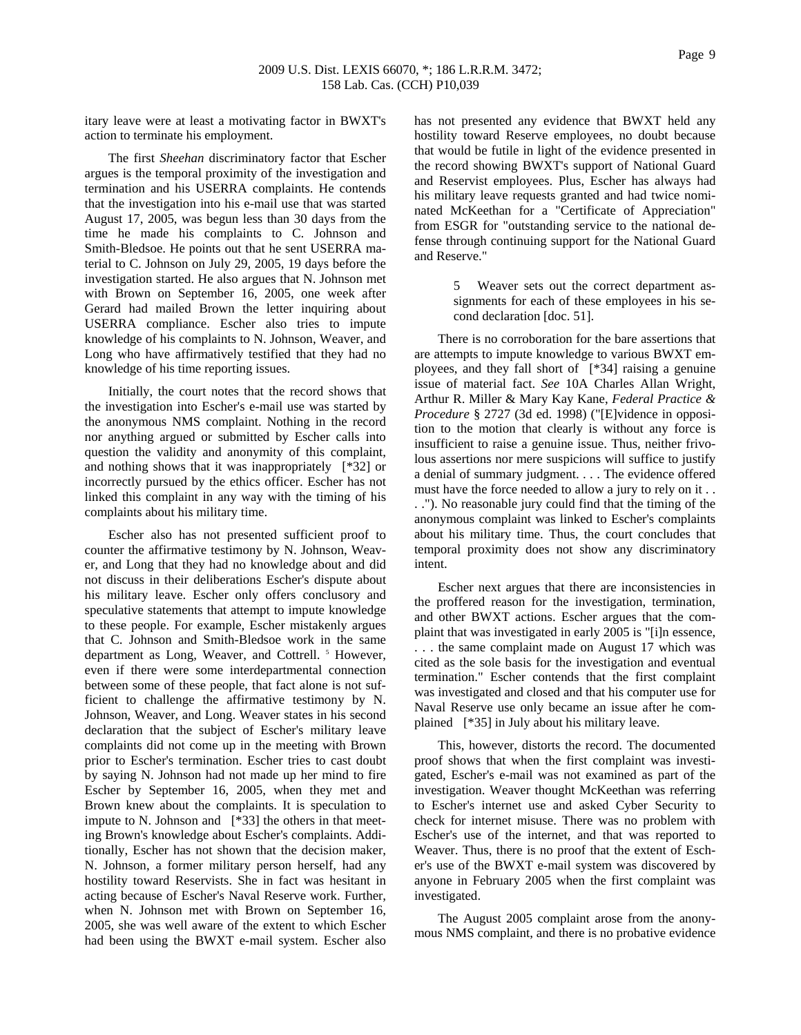itary leave were at least a motivating factor in BWXT's action to terminate his employment.

The first *Sheehan* discriminatory factor that Escher argues is the temporal proximity of the investigation and termination and his USERRA complaints. He contends that the investigation into his e-mail use that was started August 17, 2005, was begun less than 30 days from the time he made his complaints to C. Johnson and Smith-Bledsoe. He points out that he sent USERRA material to C. Johnson on July 29, 2005, 19 days before the investigation started. He also argues that N. Johnson met with Brown on September 16, 2005, one week after Gerard had mailed Brown the letter inquiring about USERRA compliance. Escher also tries to impute knowledge of his complaints to N. Johnson, Weaver, and Long who have affirmatively testified that they had no knowledge of his time reporting issues.

Initially, the court notes that the record shows that the investigation into Escher's e-mail use was started by the anonymous NMS complaint. Nothing in the record nor anything argued or submitted by Escher calls into question the validity and anonymity of this complaint, and nothing shows that it was inappropriately [*32] or incorrectly pursued by the ethics officer. Escher has not linked this complaint in any way with the timing of his complaints about his military time.

Escher also has not presented sufficient proof to counter the affirmative testimony by N. Johnson, Weaver, and Long that they had no knowledge about and did not discuss in their deliberations Escher's dispute about his military leave. Escher only offers conclusory and speculative statements that attempt to impute knowledge to these people. For example, Escher mistakenly argues that C. Johnson and Smith-Bledsoe work in the same department as Long, Weaver, and Cottrell. [5] However, even if there were some interdepartmental connection between some of these people, that fact alone is not sufficient to challenge the affirmative testimony by N. Johnson, Weaver, and Long. Weaver states in his second declaration that the subject of Escher's military leave complaints did not come up in the meeting with Brown prior to Escher's termination. Escher tries to cast doubt by saying N. Johnson had not made up her mind to fire Escher by September 16, 2005, when they met and Brown knew about the complaints. It is speculation to impute to N. Johnson and [*33] the others in that meeting Brown's knowledge about Escher's complaints. Additionally, Escher has not shown that the decision maker, N. Johnson, a former military person herself, had any hostility toward Reservists. She in fact was hesitant in acting because of Escher's Naval Reserve work. Further, when N. Johnson met with Brown on September 16, 2005, she was well aware of the extent to which Escher had been using the BWXT e-mail system. Escher also has not presented any evidence that BWXT held any hostility toward Reserve employees, no doubt because that would be futile in light of the evidence presented in the record showing BWXT's support of National Guard and Reservist employees. Plus, Escher has always had his military leave requests granted and had twice nominated McKeethan for a "Certificate of Appreciation" from ESGR for "outstanding service to the national defense through continuing support for the National Guard and Reserve."

> 5 Weaver sets out the correct department assignments for each of these employees in his second declaration [doc. 51].

There is no corroboration for the bare assertions that are attempts to impute knowledge to various BWXT employees, and they fall short of [*34] raising a genuine issue of material fact. *See* 10A Charles Allan Wright, Arthur R. Miller & Mary Kay Kane, *Federal Practice & Procedure* § 2727 (3d ed. 1998) ("[E]vidence in opposition to the motion that clearly is without any force is insufficient to raise a genuine issue. Thus, neither frivolous assertions nor mere suspicions will suffice to justify a denial of summary judgment. . . . The evidence offered must have the force needed to allow a jury to rely on it . . . ."). No reasonable jury could find that the timing of the anonymous complaint was linked to Escher's complaints about his military time. Thus, the court concludes that temporal proximity does not show any discriminatory intent.

Escher next argues that there are inconsistencies in the proffered reason for the investigation, termination, and other BWXT actions. Escher argues that the complaint that was investigated in early 2005 is "[i]n essence, . . . the same complaint made on August 17 which was cited as the sole basis for the investigation and eventual termination." Escher contends that the first complaint was investigated and closed and that his computer use for Naval Reserve use only became an issue after he complained [*35] in July about his military leave.

This, however, distorts the record. The documented proof shows that when the first complaint was investigated, Escher's e-mail was not examined as part of the investigation. Weaver thought McKeethan was referring to Escher's internet use and asked Cyber Security to check for internet misuse. There was no problem with Escher's use of the internet, and that was reported to Weaver. Thus, there is no proof that the extent of Escher's use of the BWXT e-mail system was discovered by anyone in February 2005 when the first complaint was investigated.

The August 2005 complaint arose from the anonymous NMS complaint, and there is no probative evidence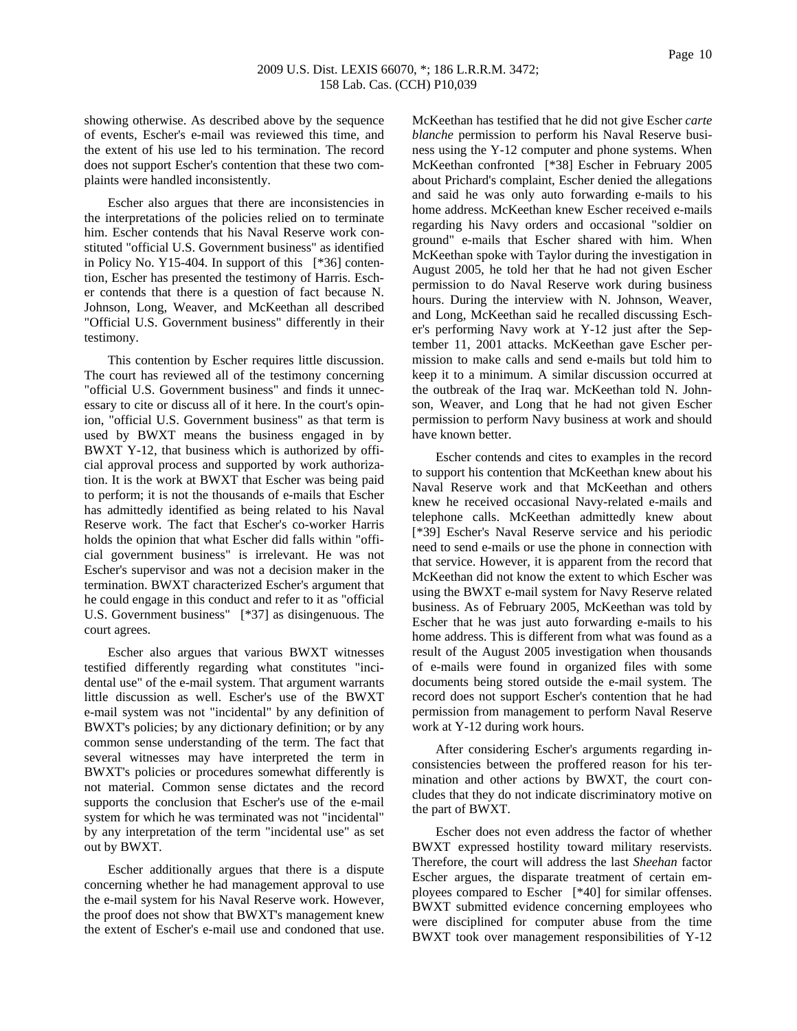showing otherwise. As described above by the sequence of events, Escher's e-mail was reviewed this time, and the extent of his use led to his termination. The record does not support Escher's contention that these two complaints were handled inconsistently.

Escher also argues that there are inconsistencies in the interpretations of the policies relied on to terminate him. Escher contends that his Naval Reserve work constituted "official U.S. Government business" as identified in Policy No. Y15-404. In support of this [*36] contention, Escher has presented the testimony of Harris. Escher contends that there is a question of fact because N. Johnson, Long, Weaver, and McKeethan all described "Official U.S. Government business" differently in their testimony.

This contention by Escher requires little discussion. The court has reviewed all of the testimony concerning "official U.S. Government business" and finds it unnecessary to cite or discuss all of it here. In the court's opinion, "official U.S. Government business" as that term is used by BWXT means the business engaged in by BWXT Y-12, that business which is authorized by official approval process and supported by work authorization. It is the work at BWXT that Escher was being paid to perform; it is not the thousands of e-mails that Escher has admittedly identified as being related to his Naval Reserve work. The fact that Escher's co-worker Harris holds the opinion that what Escher did falls within "official government business" is irrelevant. He was not Escher's supervisor and was not a decision maker in the termination. BWXT characterized Escher's argument that he could engage in this conduct and refer to it as "official U.S. Government business" [*37] as disingenuous. The court agrees.

Escher also argues that various BWXT witnesses testified differently regarding what constitutes "incidental use" of the e-mail system. That argument warrants little discussion as well. Escher's use of the BWXT e-mail system was not "incidental" by any definition of BWXT's policies; by any dictionary definition; or by any common sense understanding of the term. The fact that several witnesses may have interpreted the term in BWXT's policies or procedures somewhat differently is not material. Common sense dictates and the record supports the conclusion that Escher's use of the e-mail system for which he was terminated was not "incidental" by any interpretation of the term "incidental use" as set out by BWXT.

Escher additionally argues that there is a dispute concerning whether he had management approval to use the e-mail system for his Naval Reserve work. However, the proof does not show that BWXT's management knew the extent of Escher's e-mail use and condoned that use. McKeethan has testified that he did not give Escher *carte blanche* permission to perform his Naval Reserve business using the Y-12 computer and phone systems. When McKeethan confronted [*38] Escher in February 2005 about Prichard's complaint, Escher denied the allegations and said he was only auto forwarding e-mails to his home address. McKeethan knew Escher received e-mails regarding his Navy orders and occasional "soldier on ground" e-mails that Escher shared with him. When McKeethan spoke with Taylor during the investigation in August 2005, he told her that he had not given Escher permission to do Naval Reserve work during business hours. During the interview with N. Johnson, Weaver, and Long, McKeethan said he recalled discussing Escher's performing Navy work at Y-12 just after the September 11, 2001 attacks. McKeethan gave Escher permission to make calls and send e-mails but told him to keep it to a minimum. A similar discussion occurred at the outbreak of the Iraq war. McKeethan told N. Johnson, Weaver, and Long that he had not given Escher permission to perform Navy business at work and should have known better.

Escher contends and cites to examples in the record to support his contention that McKeethan knew about his Naval Reserve work and that McKeethan and others knew he received occasional Navy-related e-mails and telephone calls. McKeethan admittedly knew about [*39] Escher's Naval Reserve service and his periodic need to send e-mails or use the phone in connection with that service. However, it is apparent from the record that McKeethan did not know the extent to which Escher was using the BWXT e-mail system for Navy Reserve related business. As of February 2005, McKeethan was told by Escher that he was just auto forwarding e-mails to his home address. This is different from what was found as a result of the August 2005 investigation when thousands of e-mails were found in organized files with some documents being stored outside the e-mail system. The record does not support Escher's contention that he had permission from management to perform Naval Reserve work at Y-12 during work hours.

After considering Escher's arguments regarding inconsistencies between the proffered reason for his termination and other actions by BWXT, the court concludes that they do not indicate discriminatory motive on the part of BWXT.

Escher does not even address the factor of whether BWXT expressed hostility toward military reservists. Therefore, the court will address the last *Sheehan* factor Escher argues, the disparate treatment of certain employees compared to Escher [*40] for similar offenses. BWXT submitted evidence concerning employees who were disciplined for computer abuse from the time BWXT took over management responsibilities of Y-12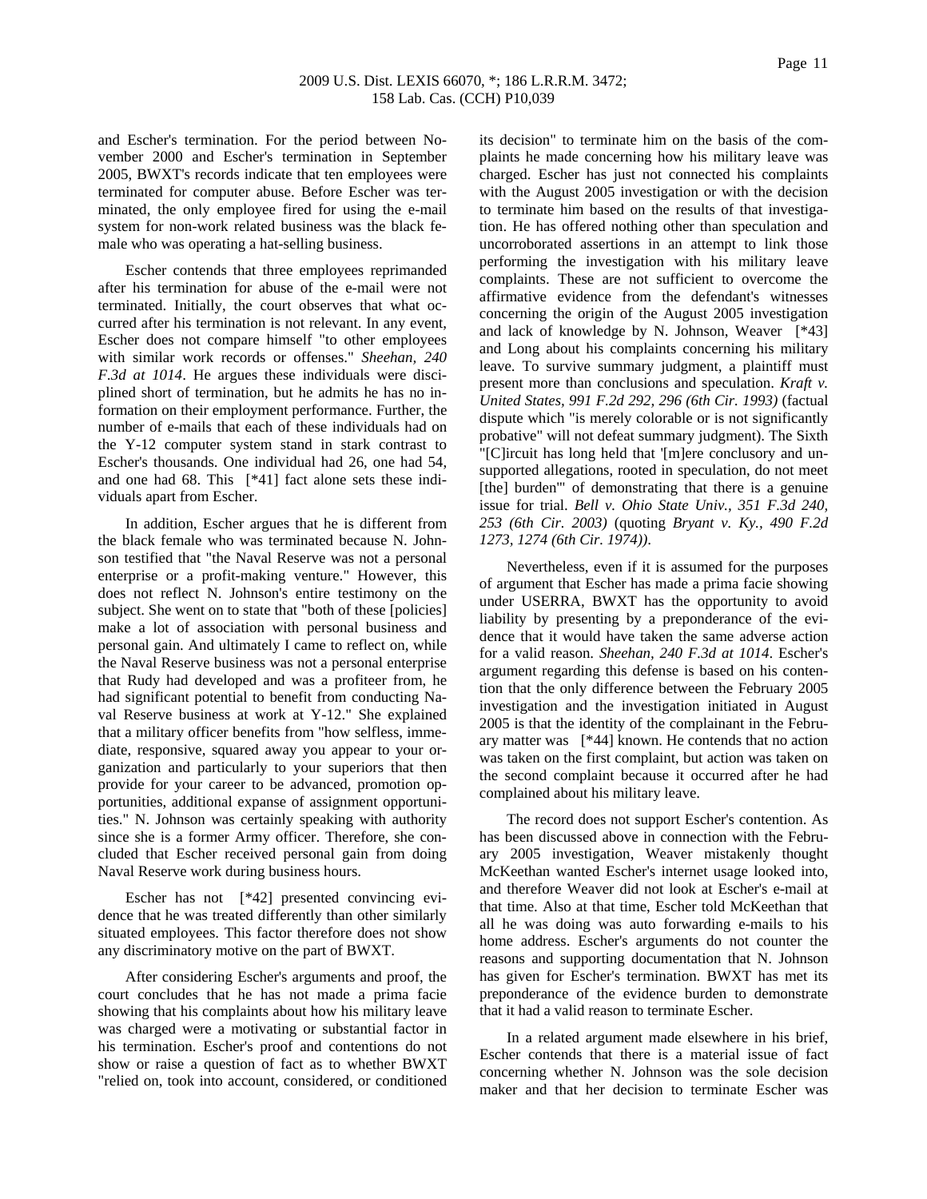and Escher's termination. For the period between November 2000 and Escher's termination in September 2005, BWXT's records indicate that ten employees were terminated for computer abuse. Before Escher was terminated, the only employee fired for using the e-mail system for non-work related business was the black female who was operating a hat-selling business.

Escher contends that three employees reprimanded after his termination for abuse of the e-mail were not terminated. Initially, the court observes that what occurred after his termination is not relevant. In any event, Escher does not compare himself "to other employees with similar work records or offenses." *Sheehan, 240 F.3d at 1014*. He argues these individuals were disciplined short of termination, but he admits he has no information on their employment performance. Further, the number of e-mails that each of these individuals had on the Y-12 computer system stand in stark contrast to Escher's thousands. One individual had 26, one had 54, and one had 68. This [*41] fact alone sets these individuals apart from Escher.

In addition, Escher argues that he is different from the black female who was terminated because N. Johnson testified that "the Naval Reserve was not a personal enterprise or a profit-making venture." However, this does not reflect N. Johnson's entire testimony on the subject. She went on to state that "both of these [policies] make a lot of association with personal business and personal gain. And ultimately I came to reflect on, while the Naval Reserve business was not a personal enterprise that Rudy had developed and was a profiteer from, he had significant potential to benefit from conducting Naval Reserve business at work at Y-12." She explained that a military officer benefits from "how selfless, immediate, responsive, squared away you appear to your organization and particularly to your superiors that then provide for your career to be advanced, promotion opportunities, additional expanse of assignment opportunities." N. Johnson was certainly speaking with authority since she is a former Army officer. Therefore, she concluded that Escher received personal gain from doing Naval Reserve work during business hours.

Escher has not [*42] presented convincing evidence that he was treated differently than other similarly situated employees. This factor therefore does not show any discriminatory motive on the part of BWXT.

After considering Escher's arguments and proof, the court concludes that he has not made a prima facie showing that his complaints about how his military leave was charged were a motivating or substantial factor in his termination. Escher's proof and contentions do not show or raise a question of fact as to whether BWXT "relied on, took into account, considered, or conditioned its decision" to terminate him on the basis of the complaints he made concerning how his military leave was charged. Escher has just not connected his complaints with the August 2005 investigation or with the decision to terminate him based on the results of that investigation. He has offered nothing other than speculation and uncorroborated assertions in an attempt to link those performing the investigation with his military leave complaints. These are not sufficient to overcome the affirmative evidence from the defendant's witnesses concerning the origin of the August 2005 investigation and lack of knowledge by N. Johnson, Weaver [*43] and Long about his complaints concerning his military leave. To survive summary judgment, a plaintiff must present more than conclusions and speculation. *Kraft v. United States, 991 F.2d 292, 296 (6th Cir. 1993)* (factual dispute which "is merely colorable or is not significantly probative" will not defeat summary judgment). The Sixth "[C]ircuit has long held that '[m]ere conclusory and unsupported allegations, rooted in speculation, do not meet [the] burden'" of demonstrating that there is a genuine issue for trial. *Bell v. Ohio State Univ., 351 F.3d 240, 253 (6th Cir. 2003)* (quoting *Bryant v. Ky., 490 F.2d 1273, 1274 (6th Cir. 1974))*.

Nevertheless, even if it is assumed for the purposes of argument that Escher has made a prima facie showing under USERRA, BWXT has the opportunity to avoid liability by presenting by a preponderance of the evidence that it would have taken the same adverse action for a valid reason. *Sheehan, 240 F.3d at 1014*. Escher's argument regarding this defense is based on his contention that the only difference between the February 2005 investigation and the investigation initiated in August 2005 is that the identity of the complainant in the February matter was [*44] known. He contends that no action was taken on the first complaint, but action was taken on the second complaint because it occurred after he had complained about his military leave.

The record does not support Escher's contention. As has been discussed above in connection with the February 2005 investigation, Weaver mistakenly thought McKeethan wanted Escher's internet usage looked into, and therefore Weaver did not look at Escher's e-mail at that time. Also at that time, Escher told McKeethan that all he was doing was auto forwarding e-mails to his home address. Escher's arguments do not counter the reasons and supporting documentation that N. Johnson has given for Escher's termination. BWXT has met its preponderance of the evidence burden to demonstrate that it had a valid reason to terminate Escher.

In a related argument made elsewhere in his brief, Escher contends that there is a material issue of fact concerning whether N. Johnson was the sole decision maker and that her decision to terminate Escher was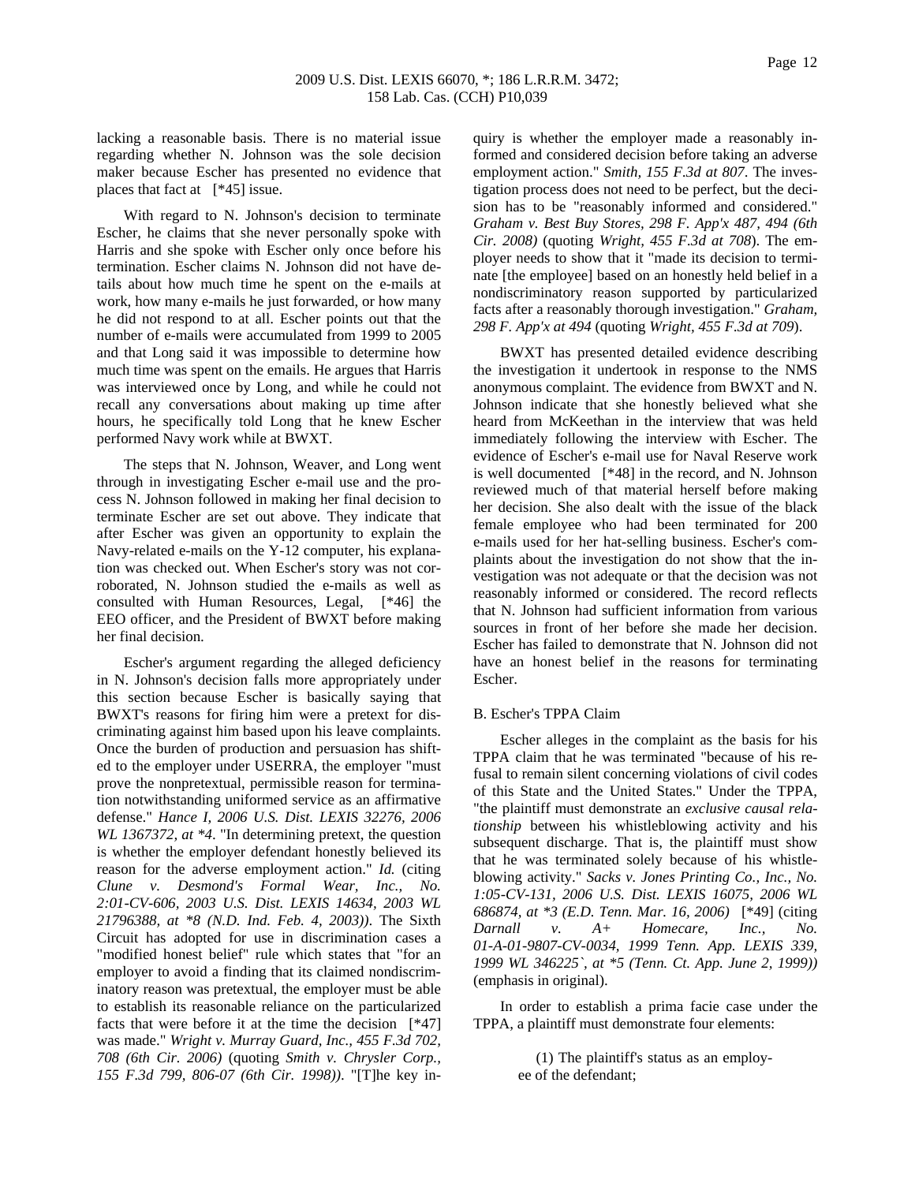lacking a reasonable basis. There is no material issue regarding whether N. Johnson was the sole decision maker because Escher has presented no evidence that places that fact at [*45] issue.

With regard to N. Johnson's decision to terminate Escher, he claims that she never personally spoke with Harris and she spoke with Escher only once before his termination. Escher claims N. Johnson did not have details about how much time he spent on the e-mails at work, how many e-mails he just forwarded, or how many he did not respond to at all. Escher points out that the number of e-mails were accumulated from 1999 to 2005 and that Long said it was impossible to determine how much time was spent on the emails. He argues that Harris was interviewed once by Long, and while he could not recall any conversations about making up time after hours, he specifically told Long that he knew Escher performed Navy work while at BWXT.

The steps that N. Johnson, Weaver, and Long went through in investigating Escher e-mail use and the process N. Johnson followed in making her final decision to terminate Escher are set out above. They indicate that after Escher was given an opportunity to explain the Navy-related e-mails on the Y-12 computer, his explanation was checked out. When Escher's story was not corroborated, N. Johnson studied the e-mails as well as consulted with Human Resources, Legal, [*46] the EEO officer, and the President of BWXT before making her final decision.

Escher's argument regarding the alleged deficiency in N. Johnson's decision falls more appropriately under this section because Escher is basically saying that BWXT's reasons for firing him were a pretext for discriminating against him based upon his leave complaints. Once the burden of production and persuasion has shifted to the employer under USERRA, the employer "must prove the nonpretextual, permissible reason for termination notwithstanding uniformed service as an affirmative defense." *Hance I, 2006 U.S. Dist. LEXIS 32276, 2006 WL 1367372, at *4*. "In determining pretext, the question is whether the employer defendant honestly believed its reason for the adverse employment action." *Id.* (citing *Clune v. Desmond's Formal Wear, Inc., No. 2:01-CV-606, 2003 U.S. Dist. LEXIS 14634, 2003 WL 21796388, at *8 (N.D. Ind. Feb. 4, 2003))*. The Sixth Circuit has adopted for use in discrimination cases a "modified honest belief" rule which states that "for an employer to avoid a finding that its claimed nondiscriminatory reason was pretextual, the employer must be able to establish its reasonable reliance on the particularized facts that were before it at the time the decision [*47] was made." *Wright v. Murray Guard, Inc., 455 F.3d 702, 708 (6th Cir. 2006)* (quoting *Smith v. Chrysler Corp., 155 F.3d 799, 806-07 (6th Cir. 1998))*. "[T]he key inquiry is whether the employer made a reasonably informed and considered decision before taking an adverse employment action." *Smith, 155 F.3d at 807*. The investigation process does not need to be perfect, but the decision has to be "reasonably informed and considered." *Graham v. Best Buy Stores, 298 F. App'x 487, 494 (6th Cir. 2008)* (quoting *Wright, 455 F.3d at 708*). The employer needs to show that it "made its decision to terminate [the employee] based on an honestly held belief in a nondiscriminatory reason supported by particularized facts after a reasonably thorough investigation." *Graham, 298 F. App'x at 494* (quoting *Wright, 455 F.3d at 709*).

BWXT has presented detailed evidence describing the investigation it undertook in response to the NMS anonymous complaint. The evidence from BWXT and N. Johnson indicate that she honestly believed what she heard from McKeethan in the interview that was held immediately following the interview with Escher. The evidence of Escher's e-mail use for Naval Reserve work is well documented [*48] in the record, and N. Johnson reviewed much of that material herself before making her decision. She also dealt with the issue of the black female employee who had been terminated for 200 e-mails used for her hat-selling business. Escher's complaints about the investigation do not show that the investigation was not adequate or that the decision was not reasonably informed or considered. The record reflects that N. Johnson had sufficient information from various sources in front of her before she made her decision. Escher has failed to demonstrate that N. Johnson did not have an honest belief in the reasons for terminating Escher.

B. Escher's TPPA Claim

Escher alleges in the complaint as the basis for his TPPA claim that he was terminated "because of his refusal to remain silent concerning violations of civil codes of this State and the United States." Under the TPPA, "the plaintiff must demonstrate an *exclusive causal relationship* between his whistleblowing activity and his subsequent discharge. That is, the plaintiff must show that he was terminated solely because of his whistleblowing activity." *Sacks v. Jones Printing Co., Inc., No. 1:05-CV-131, 2006 U.S. Dist. LEXIS 16075, 2006 WL 686874, at *3 (E.D. Tenn. Mar. 16, 2006)* [*49] (citing *Darnall v. A+ Homecare, Inc., No. 01-A-01-9807-CV-0034, 1999 Tenn. App. LEXIS 339, 1999 WL 346225`, at *5 (Tenn. Ct. App. June 2, 1999))* (emphasis in original).

In order to establish a prima facie case under the TPPA, a plaintiff must demonstrate four elements:

> (1) The plaintiff's status as an employee of the defendant;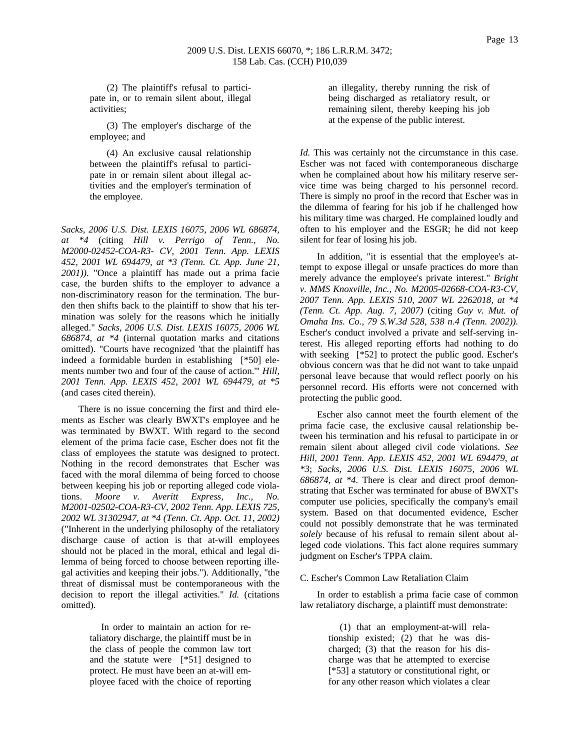(2) The plaintiff's refusal to participate in, or to remain silent about, illegal activities;

(3) The employer's discharge of the employee; and

(4) An exclusive causal relationship between the plaintiff's refusal to participate in or remain silent about illegal activities and the employer's termination of the employee.

*Sacks, 2006 U.S. Dist. LEXIS 16075, 2006 WL 686874, at *4* (citing *Hill v. Perrigo of Tenn., No. M2000-02452-COA-R3- CV, 2001 Tenn. App. LEXIS 452, 2001 WL 694479, at *3 (Tenn. Ct. App. June 21, 2001))*. "Once a plaintiff has made out a prima facie case, the burden shifts to the employer to advance a non-discriminatory reason for the termination. The burden then shifts back to the plaintiff to show that his termination was solely for the reasons which he initially alleged." *Sacks, 2006 U.S. Dist. LEXIS 16075, 2006 WL 686874, at *4* (internal quotation marks and citations omitted). "Courts have recognized 'that the plaintiff has indeed a formidable burden in establishing [*50] elements number two and four of the cause of action.'" *Hill, 2001 Tenn. App. LEXIS 452, 2001 WL 694479, at *5* (and cases cited therein).

There is no issue concerning the first and third elements as Escher was clearly BWXT's employee and he was terminated by BWXT. With regard to the second element of the prima facie case, Escher does not fit the class of employees the statute was designed to protect. Nothing in the record demonstrates that Escher was faced with the moral dilemma of being forced to choose between keeping his job or reporting alleged code violations. *Moore v. Averitt Express, Inc., No. M2001-02502-COA-R3-CV, 2002 Tenn. App. LEXIS 725, 2002 WL 31302947, at *4 (Tenn. Ct. App. Oct. 11, 2002)* ("Inherent in the underlying philosophy of the retaliatory discharge cause of action is that at-will employees should not be placed in the moral, ethical and legal dilemma of being forced to choose between reporting illegal activities and keeping their jobs."). Additionally, "the threat of dismissal must be contemporaneous with the decision to report the illegal activities." *Id.* (citations omitted).

> In order to maintain an action for retaliatory discharge, the plaintiff must be in the class of people the common law tort and the statute were [*51] designed to protect. He must have been an at-will employee faced with the choice of reporting an illegality, thereby running the risk of being discharged as retaliatory result, or remaining silent, thereby keeping his job at the expense of the public interest.

*Id.* This was certainly not the circumstance in this case. Escher was not faced with contemporaneous discharge when he complained about how his military reserve service time was being charged to his personnel record. There is simply no proof in the record that Escher was in the dilemma of fearing for his job if he challenged how his military time was charged. He complained loudly and often to his employer and the ESGR; he did not keep silent for fear of losing his job.

In addition, "it is essential that the employee's attempt to expose illegal or unsafe practices do more than merely advance the employee's private interest." *Bright v. MMS Knoxville, Inc., No. M2005-02668-COA-R3-CV, 2007 Tenn. App. LEXIS 510, 2007 WL 2262018, at *4 (Tenn. Ct. App. Aug. 7, 2007)* (citing *Guy v. Mut. of Omaha Ins. Co., 79 S.W.3d 528, 538 n.4 (Tenn. 2002))*. Escher's conduct involved a private and self-serving interest. His alleged reporting efforts had nothing to do with seeking [*52] to protect the public good. Escher's obvious concern was that he did not want to take unpaid personal leave because that would reflect poorly on his personnel record. His efforts were not concerned with protecting the public good.

Escher also cannot meet the fourth element of the prima facie case, the exclusive causal relationship between his termination and his refusal to participate in or remain silent about alleged civil code violations. *See Hill, 2001 Tenn. App. LEXIS 452, 2001 WL 694479, at *3*; *Sacks, 2006 U.S. Dist. LEXIS 16075, 2006 WL 686874, at *4*. There is clear and direct proof demonstrating that Escher was terminated for abuse of BWXT's computer use policies, specifically the company's email system. Based on that documented evidence, Escher could not possibly demonstrate that he was terminated *solely* because of his refusal to remain silent about alleged code violations. This fact alone requires summary judgment on Escher's TPPA claim.

C. Escher's Common Law Retaliation Claim

In order to establish a prima facie case of common law retaliatory discharge, a plaintiff must demonstrate:

> (1) that an employment-at-will relationship existed; (2) that he was discharged; (3) that the reason for his discharge was that he attempted to exercise [*53] a statutory or constitutional right, or for any other reason which violates a clear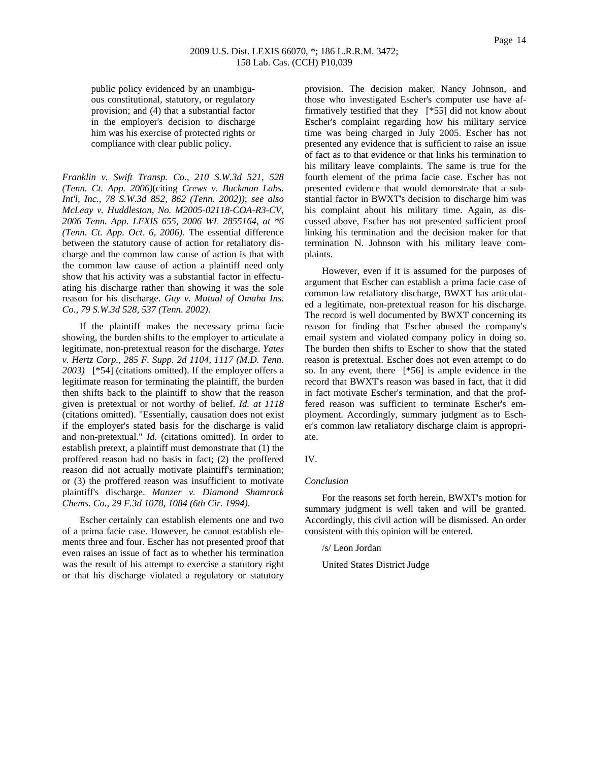public policy evidenced by an unambiguous constitutional, statutory, or regulatory provision; and (4) that a substantial factor in the employer's decision to discharge him was his exercise of protected rights or compliance with clear public policy.

*Franklin v. Swift Transp. Co., 210 S.W.3d 521, 528 (Tenn. Ct. App. 2006)*(citing *Crews v. Buckman Labs. Int'l, Inc., 78 S.W.3d 852, 862 (Tenn. 2002))*; *see also McLeay v. Huddleston, No. M2005-02118-COA-R3-CV, 2006 Tenn. App. LEXIS 655, 2006 WL 2855164, at *6 (Tenn. Ct. App. Oct. 6, 2006)*. The essential difference between the statutory cause of action for retaliatory discharge and the common law cause of action is that with the common law cause of action a plaintiff need only show that his activity was a substantial factor in effectuating his discharge rather than showing it was the sole reason for his discharge. *Guy v. Mutual of Omaha Ins. Co., 79 S.W.3d 528, 537 (Tenn. 2002)*.

If the plaintiff makes the necessary prima facie showing, the burden shifts to the employer to articulate a legitimate, non-pretextual reason for the discharge. *Yates v. Hertz Corp., 285 F. Supp. 2d 1104, 1117 (M.D. Tenn. 2003)* [*54] (citations omitted). If the employer offers a legitimate reason for terminating the plaintiff, the burden then shifts back to the plaintiff to show that the reason given is pretextual or not worthy of belief. *Id. at 1118* (citations omitted). "Essentially, causation does not exist if the employer's stated basis for the discharge is valid and non-pretextual." *Id.* (citations omitted). In order to establish pretext, a plaintiff must demonstrate that (1) the proffered reason had no basis in fact; (2) the proffered reason did not actually motivate plaintiff's termination; or (3) the proffered reason was insufficient to motivate plaintiff's discharge. *Manzer v. Diamond Shamrock Chems. Co., 29 F.3d 1078, 1084 (6th Cir. 1994)*.

Escher certainly can establish elements one and two of a prima facie case. However, he cannot establish elements three and four. Escher has not presented proof that even raises an issue of fact as to whether his termination was the result of his attempt to exercise a statutory right or that his discharge violated a regulatory or statutory provision. The decision maker, Nancy Johnson, and those who investigated Escher's computer use have affirmatively testified that they [*55] did not know about Escher's complaint regarding how his military service time was being charged in July 2005. Escher has not presented any evidence that is sufficient to raise an issue of fact as to that evidence or that links his termination to his military leave complaints. The same is true for the fourth element of the prima facie case. Escher has not presented evidence that would demonstrate that a substantial factor in BWXT's decision to discharge him was his complaint about his military time. Again, as discussed above, Escher has not presented sufficient proof linking his termination and the decision maker for that termination N. Johnson with his military leave complaints.

However, even if it is assumed for the purposes of argument that Escher can establish a prima facie case of common law retaliatory discharge, BWXT has articulated a legitimate, non-pretextual reason for his discharge. The record is well documented by BWXT concerning its reason for finding that Escher abused the company's email system and violated company policy in doing so. The burden then shifts to Escher to show that the stated reason is pretextual. Escher does not even attempt to do so. In any event, there [*56] is ample evidence in the record that BWXT's reason was based in fact, that it did in fact motivate Escher's termination, and that the proffered reason was sufficient to terminate Escher's employment. Accordingly, summary judgment as to Escher's common law retaliatory discharge claim is appropriate.

IV.

*Conclusion*

For the reasons set forth herein, BWXT's motion for summary judgment is well taken and will be granted. Accordingly, this civil action will be dismissed. An order consistent with this opinion will be entered.

/s/ Leon Jordan

United States District Judge